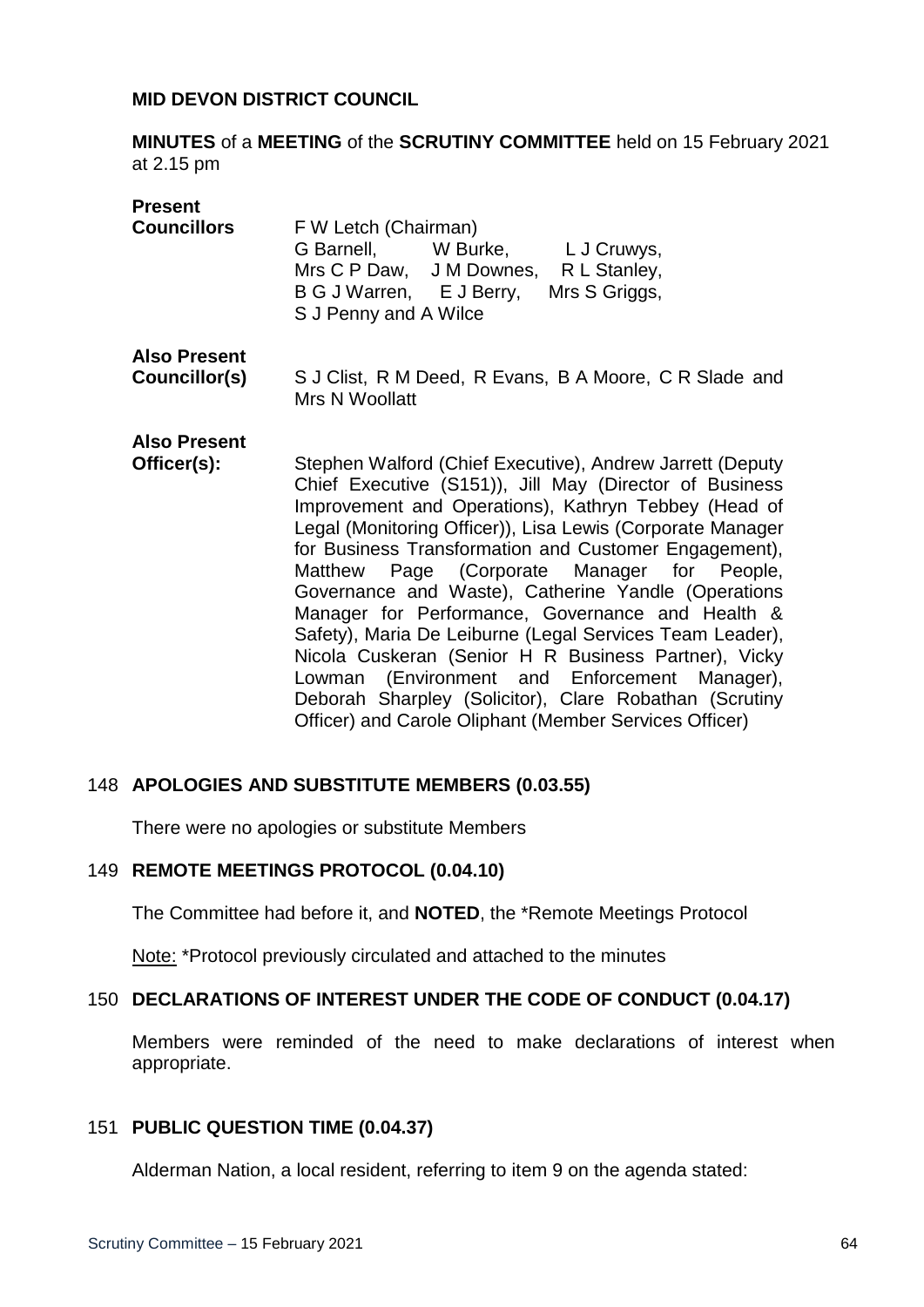**MID DEVON DISTRICT COUNCIL**

**MINUTES** of a **MEETING** of the **SCRUTINY COMMITTEE** held on 15 February 2021 at 2.15 pm

**Present Councillors**
F W Letch (Chairman)
G Barnell, W Burke, L J Cruwys, Mrs C P Daw, J M Downes, R L Stanley, B G J Warren, E J Berry, Mrs S Griggs, S J Penny and A Wilce

**Also Present Councillor(s)**
S J Clist, R M Deed, R Evans, B A Moore, C R Slade and Mrs N Woollatt

**Also Present Officer(s):**
Stephen Walford (Chief Executive), Andrew Jarrett (Deputy Chief Executive (S151)), Jill May (Director of Business Improvement and Operations), Kathryn Tebbey (Head of Legal (Monitoring Officer)), Lisa Lewis (Corporate Manager for Business Transformation and Customer Engagement), Matthew Page (Corporate Manager for People, Governance and Waste), Catherine Yandle (Operations Manager for Performance, Governance and Health & Safety), Maria De Leiburne (Legal Services Team Leader), Nicola Cuskeran (Senior H R Business Partner), Vicky Lowman (Environment and Enforcement Manager), Deborah Sharpley (Solicitor), Clare Robathan (Scrutiny Officer) and Carole Oliphant (Member Services Officer)

## 148 APOLOGIES AND SUBSTITUTE MEMBERS (0.03.55)

There were no apologies or substitute Members

## 149 REMOTE MEETINGS PROTOCOL (0.04.10)

The Committee had before it, and **NOTED**, the *Remote Meetings Protocol

Note: *Protocol previously circulated and attached to the minutes

## 150 DECLARATIONS OF INTEREST UNDER THE CODE OF CONDUCT (0.04.17)

Members were reminded of the need to make declarations of interest when appropriate.

## 151 PUBLIC QUESTION TIME (0.04.37)

Alderman Nation, a local resident, referring to item 9 on the agenda stated: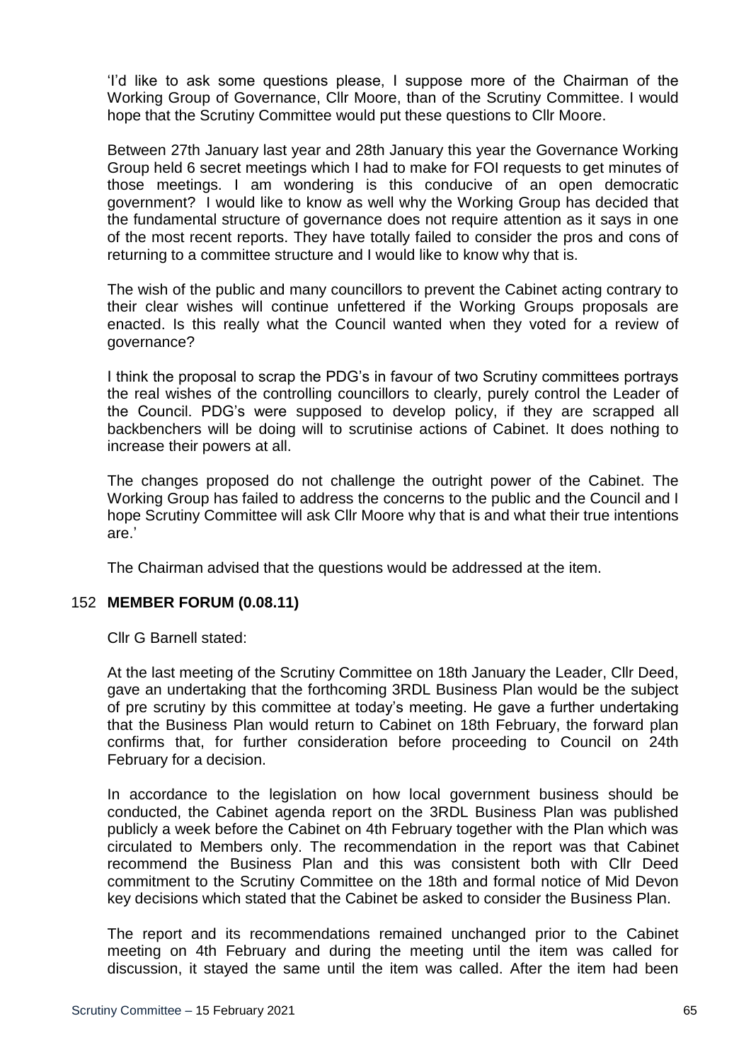'I'd like to ask some questions please, I suppose more of the Chairman of the Working Group of Governance, Cllr Moore, than of the Scrutiny Committee. I would hope that the Scrutiny Committee would put these questions to Cllr Moore.

Between 27th January last year and 28th January this year the Governance Working Group held 6 secret meetings which I had to make for FOI requests to get minutes of those meetings. I am wondering is this conducive of an open democratic government? I would like to know as well why the Working Group has decided that the fundamental structure of governance does not require attention as it says in one of the most recent reports. They have totally failed to consider the pros and cons of returning to a committee structure and I would like to know why that is.

The wish of the public and many councillors to prevent the Cabinet acting contrary to their clear wishes will continue unfettered if the Working Groups proposals are enacted. Is this really what the Council wanted when they voted for a review of governance?

I think the proposal to scrap the PDG's in favour of two Scrutiny committees portrays the real wishes of the controlling councillors to clearly, purely control the Leader of the Council. PDG's were supposed to develop policy, if they are scrapped all backbenchers will be doing will to scrutinise actions of Cabinet. It does nothing to increase their powers at all.

The changes proposed do not challenge the outright power of the Cabinet. The Working Group has failed to address the concerns to the public and the Council and I hope Scrutiny Committee will ask Cllr Moore why that is and what their true intentions are.'

The Chairman advised that the questions would be addressed at the item.

## 152 MEMBER FORUM (0.08.11)

Cllr G Barnell stated:

At the last meeting of the Scrutiny Committee on 18th January the Leader, Cllr Deed, gave an undertaking that the forthcoming 3RDL Business Plan would be the subject of pre scrutiny by this committee at today's meeting. He gave a further undertaking that the Business Plan would return to Cabinet on 18th February, the forward plan confirms that, for further consideration before proceeding to Council on 24th February for a decision.

In accordance to the legislation on how local government business should be conducted, the Cabinet agenda report on the 3RDL Business Plan was published publicly a week before the Cabinet on 4th February together with the Plan which was circulated to Members only. The recommendation in the report was that Cabinet recommend the Business Plan and this was consistent both with Cllr Deed commitment to the Scrutiny Committee on the 18th and formal notice of Mid Devon key decisions which stated that the Cabinet be asked to consider the Business Plan.

The report and its recommendations remained unchanged prior to the Cabinet meeting on 4th February and during the meeting until the item was called for discussion, it stayed the same until the item was called. After the item had been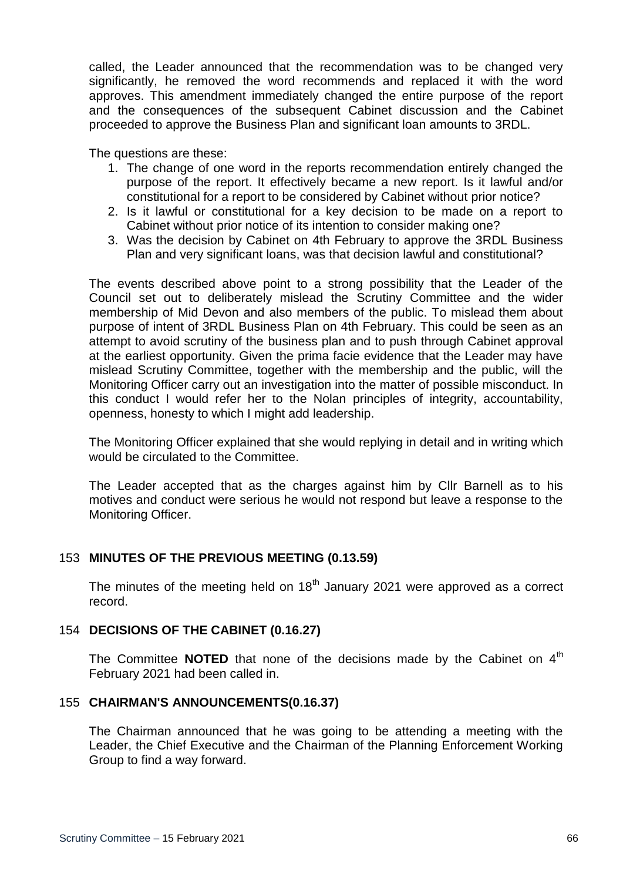called, the Leader announced that the recommendation was to be changed very significantly, he removed the word recommends and replaced it with the word approves. This amendment immediately changed the entire purpose of the report and the consequences of the subsequent Cabinet discussion and the Cabinet proceeded to approve the Business Plan and significant loan amounts to 3RDL.

The questions are these:

1. The change of one word in the reports recommendation entirely changed the purpose of the report. It effectively became a new report. Is it lawful and/or constitutional for a report to be considered by Cabinet without prior notice?
2. Is it lawful or constitutional for a key decision to be made on a report to Cabinet without prior notice of its intention to consider making one?
3. Was the decision by Cabinet on 4th February to approve the 3RDL Business Plan and very significant loans, was that decision lawful and constitutional?

The events described above point to a strong possibility that the Leader of the Council set out to deliberately mislead the Scrutiny Committee and the wider membership of Mid Devon and also members of the public. To mislead them about purpose of intent of 3RDL Business Plan on 4th February. This could be seen as an attempt to avoid scrutiny of the business plan and to push through Cabinet approval at the earliest opportunity. Given the prima facie evidence that the Leader may have mislead Scrutiny Committee, together with the membership and the public, will the Monitoring Officer carry out an investigation into the matter of possible misconduct. In this conduct I would refer her to the Nolan principles of integrity, accountability, openness, honesty to which I might add leadership.

The Monitoring Officer explained that she would replying in detail and in writing which would be circulated to the Committee.

The Leader accepted that as the charges against him by Cllr Barnell as to his motives and conduct were serious he would not respond but leave a response to the Monitoring Officer.

## 153 MINUTES OF THE PREVIOUS MEETING (0.13.59)

The minutes of the meeting held on 18th January 2021 were approved as a correct record.

## 154 DECISIONS OF THE CABINET (0.16.27)

The Committee **NOTED** that none of the decisions made by the Cabinet on 4th February 2021 had been called in.

## 155 CHAIRMAN'S ANNOUNCEMENTS(0.16.37)

The Chairman announced that he was going to be attending a meeting with the Leader, the Chief Executive and the Chairman of the Planning Enforcement Working Group to find a way forward.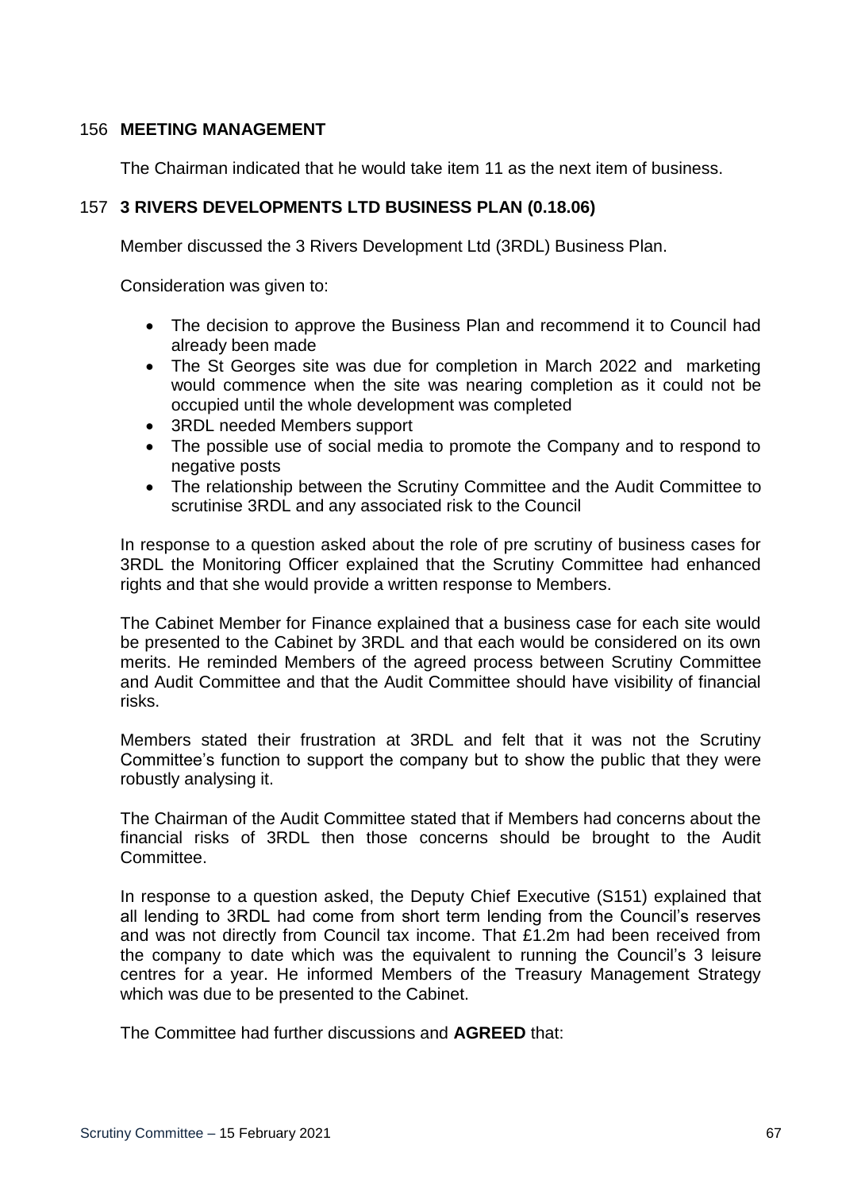## 156 MEETING MANAGEMENT

The Chairman indicated that he would take item 11 as the next item of business.

## 157 3 RIVERS DEVELOPMENTS LTD BUSINESS PLAN (0.18.06)

Member discussed the 3 Rivers Development Ltd (3RDL) Business Plan.

Consideration was given to:

- The decision to approve the Business Plan and recommend it to Council had already been made
- The St Georges site was due for completion in March 2022 and marketing would commence when the site was nearing completion as it could not be occupied until the whole development was completed
- 3RDL needed Members support
- The possible use of social media to promote the Company and to respond to negative posts
- The relationship between the Scrutiny Committee and the Audit Committee to scrutinise 3RDL and any associated risk to the Council

In response to a question asked about the role of pre scrutiny of business cases for 3RDL the Monitoring Officer explained that the Scrutiny Committee had enhanced rights and that she would provide a written response to Members.

The Cabinet Member for Finance explained that a business case for each site would be presented to the Cabinet by 3RDL and that each would be considered on its own merits. He reminded Members of the agreed process between Scrutiny Committee and Audit Committee and that the Audit Committee should have visibility of financial risks.

Members stated their frustration at 3RDL and felt that it was not the Scrutiny Committee's function to support the company but to show the public that they were robustly analysing it.

The Chairman of the Audit Committee stated that if Members had concerns about the financial risks of 3RDL then those concerns should be brought to the Audit Committee.

In response to a question asked, the Deputy Chief Executive (S151) explained that all lending to 3RDL had come from short term lending from the Council's reserves and was not directly from Council tax income. That £1.2m had been received from the company to date which was the equivalent to running the Council's 3 leisure centres for a year. He informed Members of the Treasury Management Strategy which was due to be presented to the Cabinet.

The Committee had further discussions and **AGREED** that: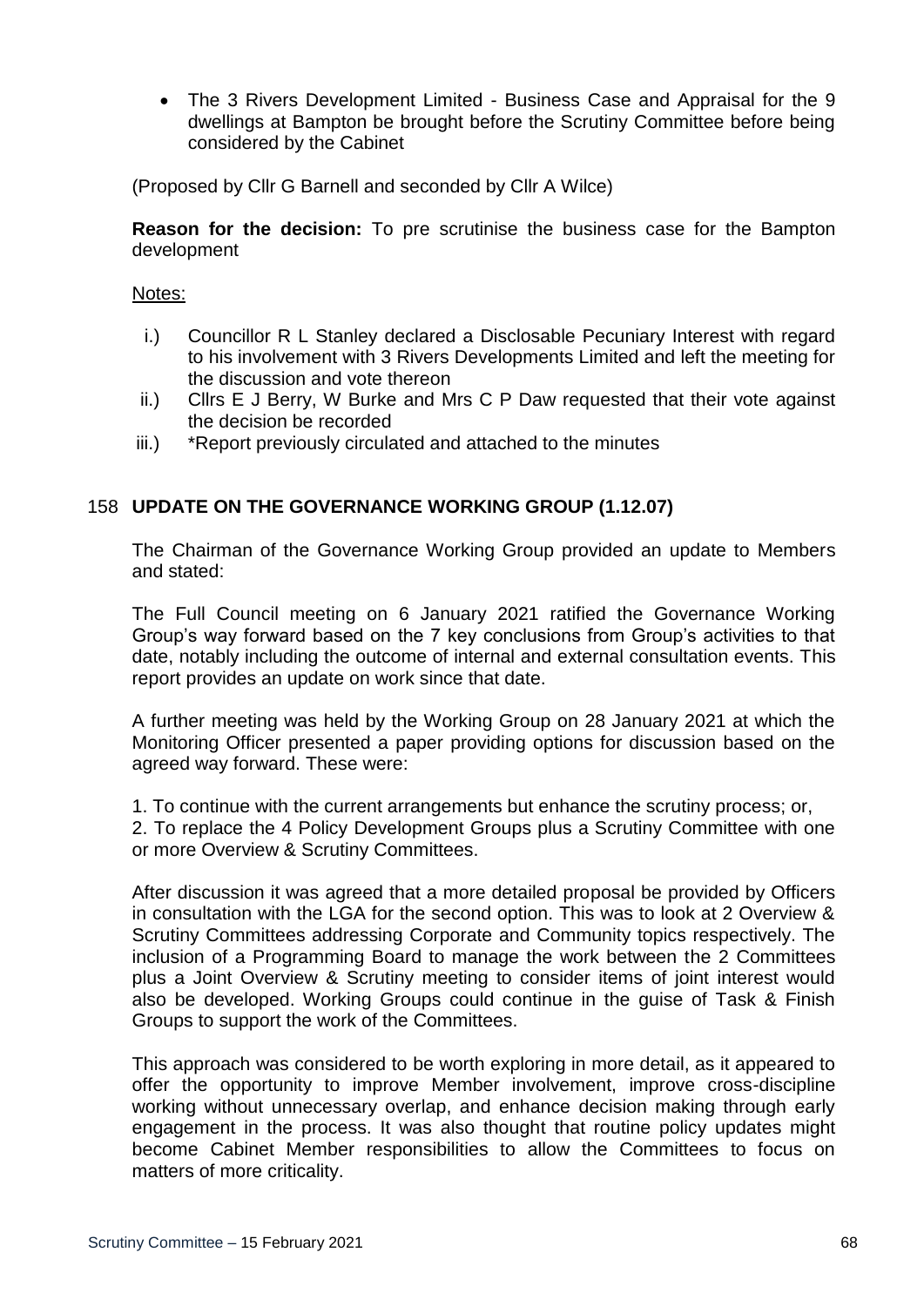- The 3 Rivers Development Limited - Business Case and Appraisal for the 9 dwellings at Bampton be brought before the Scrutiny Committee before being considered by the Cabinet

(Proposed by Cllr G Barnell and seconded by Cllr A Wilce)

**Reason for the decision:** To pre scrutinise the business case for the Bampton development

Notes:

i.) Councillor R L Stanley declared a Disclosable Pecuniary Interest with regard to his involvement with 3 Rivers Developments Limited and left the meeting for the discussion and vote thereon

ii.) Cllrs E J Berry, W Burke and Mrs C P Daw requested that their vote against the decision be recorded

iii.) *Report previously circulated and attached to the minutes

## 158 UPDATE ON THE GOVERNANCE WORKING GROUP (1.12.07)

The Chairman of the Governance Working Group provided an update to Members and stated:

The Full Council meeting on 6 January 2021 ratified the Governance Working Group's way forward based on the 7 key conclusions from Group's activities to that date, notably including the outcome of internal and external consultation events. This report provides an update on work since that date.

A further meeting was held by the Working Group on 28 January 2021 at which the Monitoring Officer presented a paper providing options for discussion based on the agreed way forward. These were:

1. To continue with the current arrangements but enhance the scrutiny process; or,
2. To replace the 4 Policy Development Groups plus a Scrutiny Committee with one or more Overview & Scrutiny Committees.

After discussion it was agreed that a more detailed proposal be provided by Officers in consultation with the LGA for the second option. This was to look at 2 Overview & Scrutiny Committees addressing Corporate and Community topics respectively. The inclusion of a Programming Board to manage the work between the 2 Committees plus a Joint Overview & Scrutiny meeting to consider items of joint interest would also be developed. Working Groups could continue in the guise of Task & Finish Groups to support the work of the Committees.

This approach was considered to be worth exploring in more detail, as it appeared to offer the opportunity to improve Member involvement, improve cross-discipline working without unnecessary overlap, and enhance decision making through early engagement in the process. It was also thought that routine policy updates might become Cabinet Member responsibilities to allow the Committees to focus on matters of more criticality.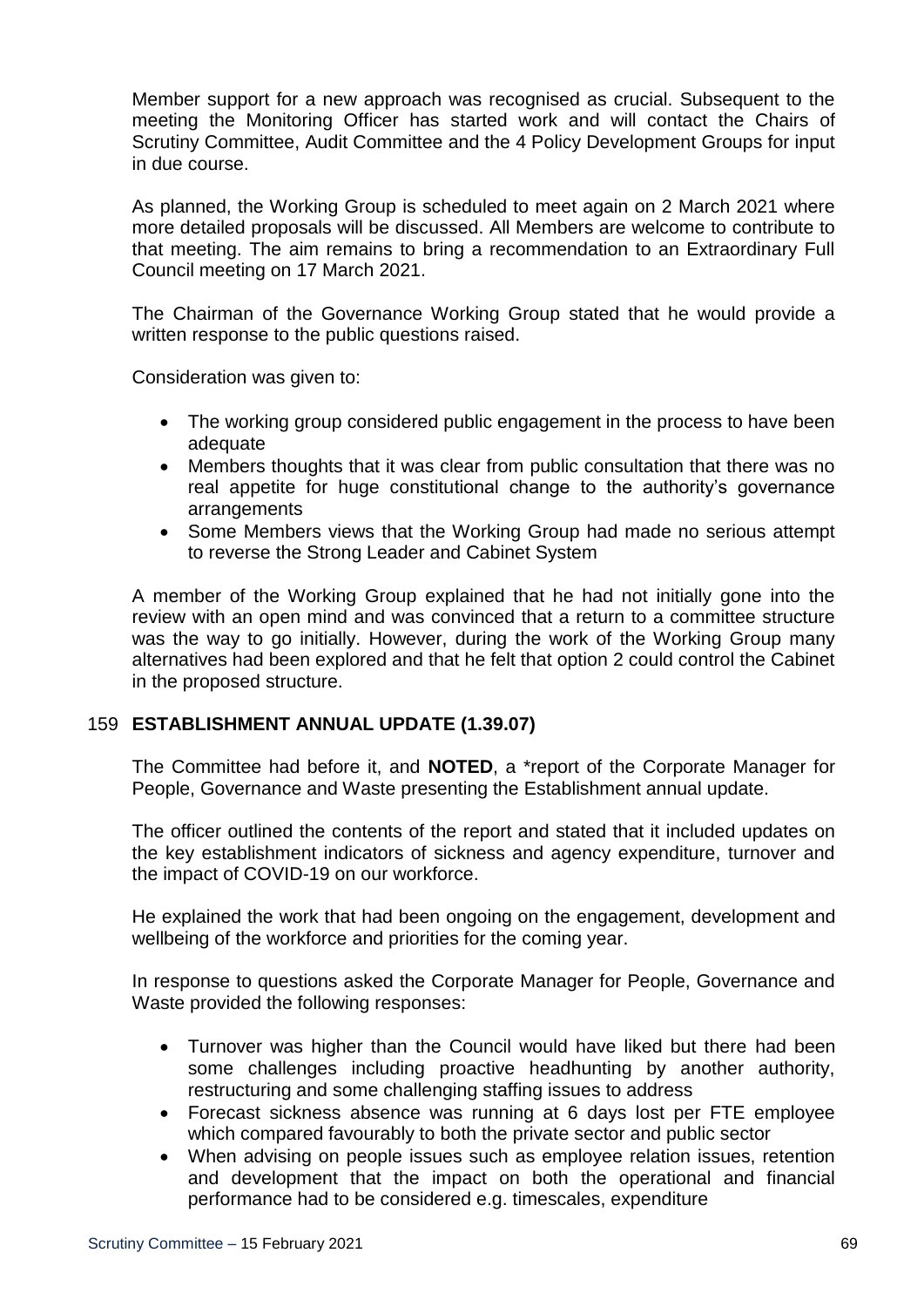Member support for a new approach was recognised as crucial. Subsequent to the meeting the Monitoring Officer has started work and will contact the Chairs of Scrutiny Committee, Audit Committee and the 4 Policy Development Groups for input in due course.

As planned, the Working Group is scheduled to meet again on 2 March 2021 where more detailed proposals will be discussed. All Members are welcome to contribute to that meeting. The aim remains to bring a recommendation to an Extraordinary Full Council meeting on 17 March 2021.

The Chairman of the Governance Working Group stated that he would provide a written response to the public questions raised.

Consideration was given to:

- The working group considered public engagement in the process to have been adequate
- Members thoughts that it was clear from public consultation that there was no real appetite for huge constitutional change to the authority's governance arrangements
- Some Members views that the Working Group had made no serious attempt to reverse the Strong Leader and Cabinet System

A member of the Working Group explained that he had not initially gone into the review with an open mind and was convinced that a return to a committee structure was the way to go initially. However, during the work of the Working Group many alternatives had been explored and that he felt that option 2 could control the Cabinet in the proposed structure.

## 159 ESTABLISHMENT ANNUAL UPDATE (1.39.07)

The Committee had before it, and **NOTED**, a *report of the Corporate Manager for People, Governance and Waste presenting the Establishment annual update.

The officer outlined the contents of the report and stated that it included updates on the key establishment indicators of sickness and agency expenditure, turnover and the impact of COVID-19 on our workforce.

He explained the work that had been ongoing on the engagement, development and wellbeing of the workforce and priorities for the coming year.

In response to questions asked the Corporate Manager for People, Governance and Waste provided the following responses:

- Turnover was higher than the Council would have liked but there had been some challenges including proactive headhunting by another authority, restructuring and some challenging staffing issues to address
- Forecast sickness absence was running at 6 days lost per FTE employee which compared favourably to both the private sector and public sector
- When advising on people issues such as employee relation issues, retention and development that the impact on both the operational and financial performance had to be considered e.g. timescales, expenditure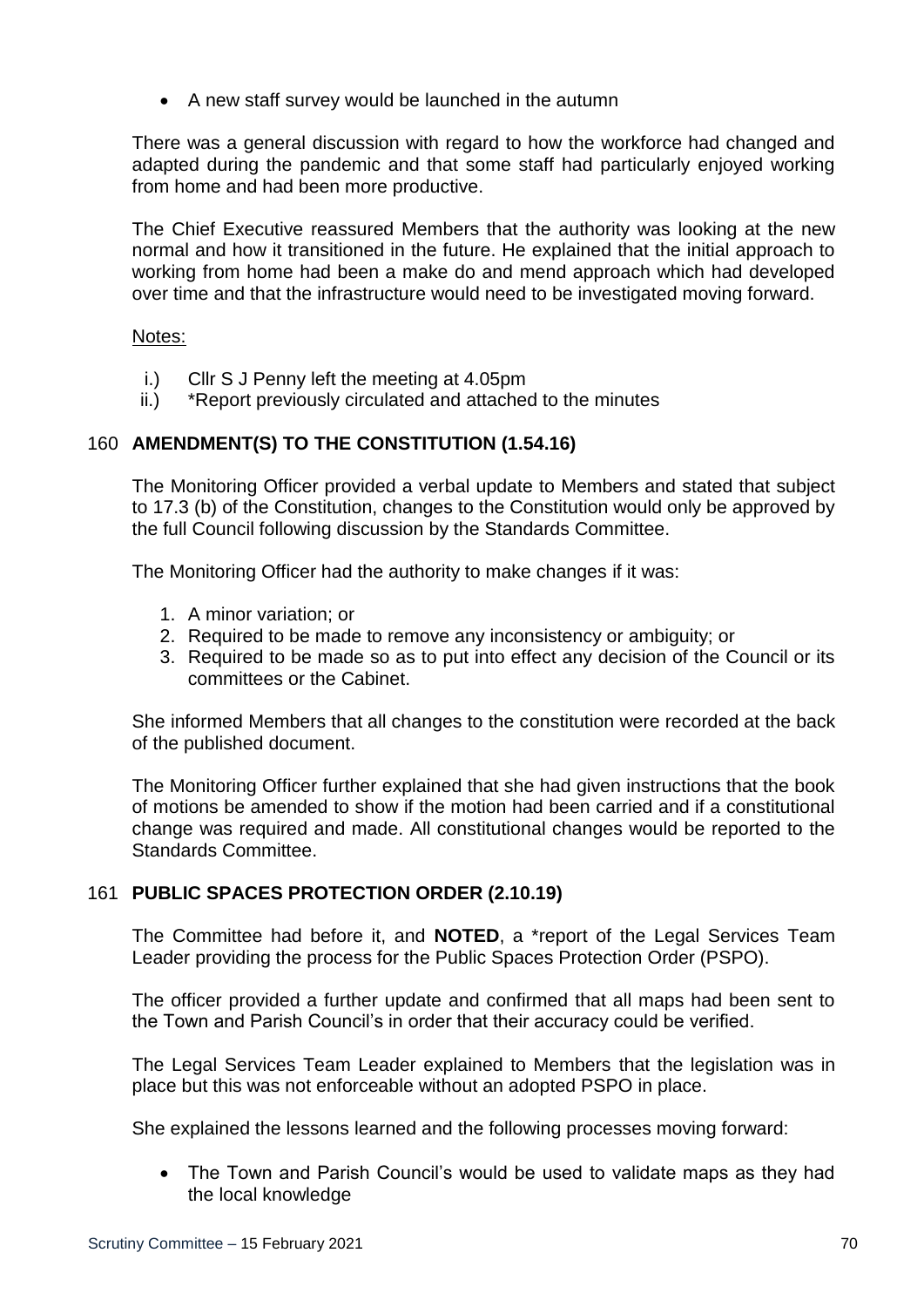- A new staff survey would be launched in the autumn

There was a general discussion with regard to how the workforce had changed and adapted during the pandemic and that some staff had particularly enjoyed working from home and had been more productive.

The Chief Executive reassured Members that the authority was looking at the new normal and how it transitioned in the future. He explained that the initial approach to working from home had been a make do and mend approach which had developed over time and that the infrastructure would need to be investigated moving forward.

Notes:

i.) Cllr S J Penny left the meeting at 4.05pm
ii.) *Report previously circulated and attached to the minutes

## 160 AMENDMENT(S) TO THE CONSTITUTION (1.54.16)

The Monitoring Officer provided a verbal update to Members and stated that subject to 17.3 (b) of the Constitution, changes to the Constitution would only be approved by the full Council following discussion by the Standards Committee.

The Monitoring Officer had the authority to make changes if it was:

1. A minor variation; or
2. Required to be made to remove any inconsistency or ambiguity; or
3. Required to be made so as to put into effect any decision of the Council or its committees or the Cabinet.

She informed Members that all changes to the constitution were recorded at the back of the published document.

The Monitoring Officer further explained that she had given instructions that the book of motions be amended to show if the motion had been carried and if a constitutional change was required and made. All constitutional changes would be reported to the Standards Committee.

## 161 PUBLIC SPACES PROTECTION ORDER (2.10.19)

The Committee had before it, and **NOTED**, a *report of the Legal Services Team Leader providing the process for the Public Spaces Protection Order (PSPO).

The officer provided a further update and confirmed that all maps had been sent to the Town and Parish Council's in order that their accuracy could be verified.

The Legal Services Team Leader explained to Members that the legislation was in place but this was not enforceable without an adopted PSPO in place.

She explained the lessons learned and the following processes moving forward:

- The Town and Parish Council's would be used to validate maps as they had the local knowledge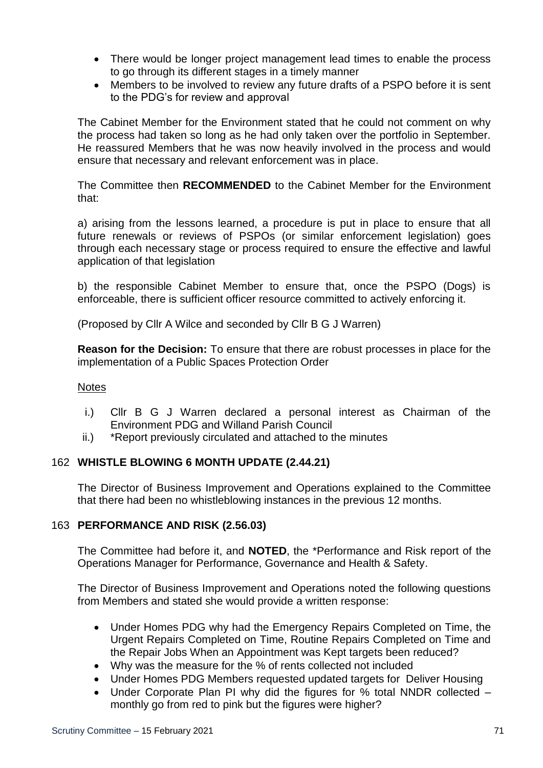- There would be longer project management lead times to enable the process to go through its different stages in a timely manner
- Members to be involved to review any future drafts of a PSPO before it is sent to the PDG's for review and approval

The Cabinet Member for the Environment stated that he could not comment on why the process had taken so long as he had only taken over the portfolio in September. He reassured Members that he was now heavily involved in the process and would ensure that necessary and relevant enforcement was in place.

The Committee then **RECOMMENDED** to the Cabinet Member for the Environment that:

a) arising from the lessons learned, a procedure is put in place to ensure that all future renewals or reviews of PSPOs (or similar enforcement legislation) goes through each necessary stage or process required to ensure the effective and lawful application of that legislation

b) the responsible Cabinet Member to ensure that, once the PSPO (Dogs) is enforceable, there is sufficient officer resource committed to actively enforcing it.

(Proposed by Cllr A Wilce and seconded by Cllr B G J Warren)

**Reason for the Decision:** To ensure that there are robust processes in place for the implementation of a Public Spaces Protection Order

Notes

i.) Cllr B G J Warren declared a personal interest as Chairman of the Environment PDG and Willand Parish Council
ii.) *Report previously circulated and attached to the minutes

## 162 WHISTLE BLOWING 6 MONTH UPDATE (2.44.21)

The Director of Business Improvement and Operations explained to the Committee that there had been no whistleblowing instances in the previous 12 months.

## 163 PERFORMANCE AND RISK (2.56.03)

The Committee had before it, and **NOTED**, the *Performance and Risk report of the Operations Manager for Performance, Governance and Health & Safety.

The Director of Business Improvement and Operations noted the following questions from Members and stated she would provide a written response:

- Under Homes PDG why had the Emergency Repairs Completed on Time, the Urgent Repairs Completed on Time, Routine Repairs Completed on Time and the Repair Jobs When an Appointment was Kept targets been reduced?
- Why was the measure for the % of rents collected not included
- Under Homes PDG Members requested updated targets for Deliver Housing
- Under Corporate Plan PI why did the figures for % total NNDR collected – monthly go from red to pink but the figures were higher?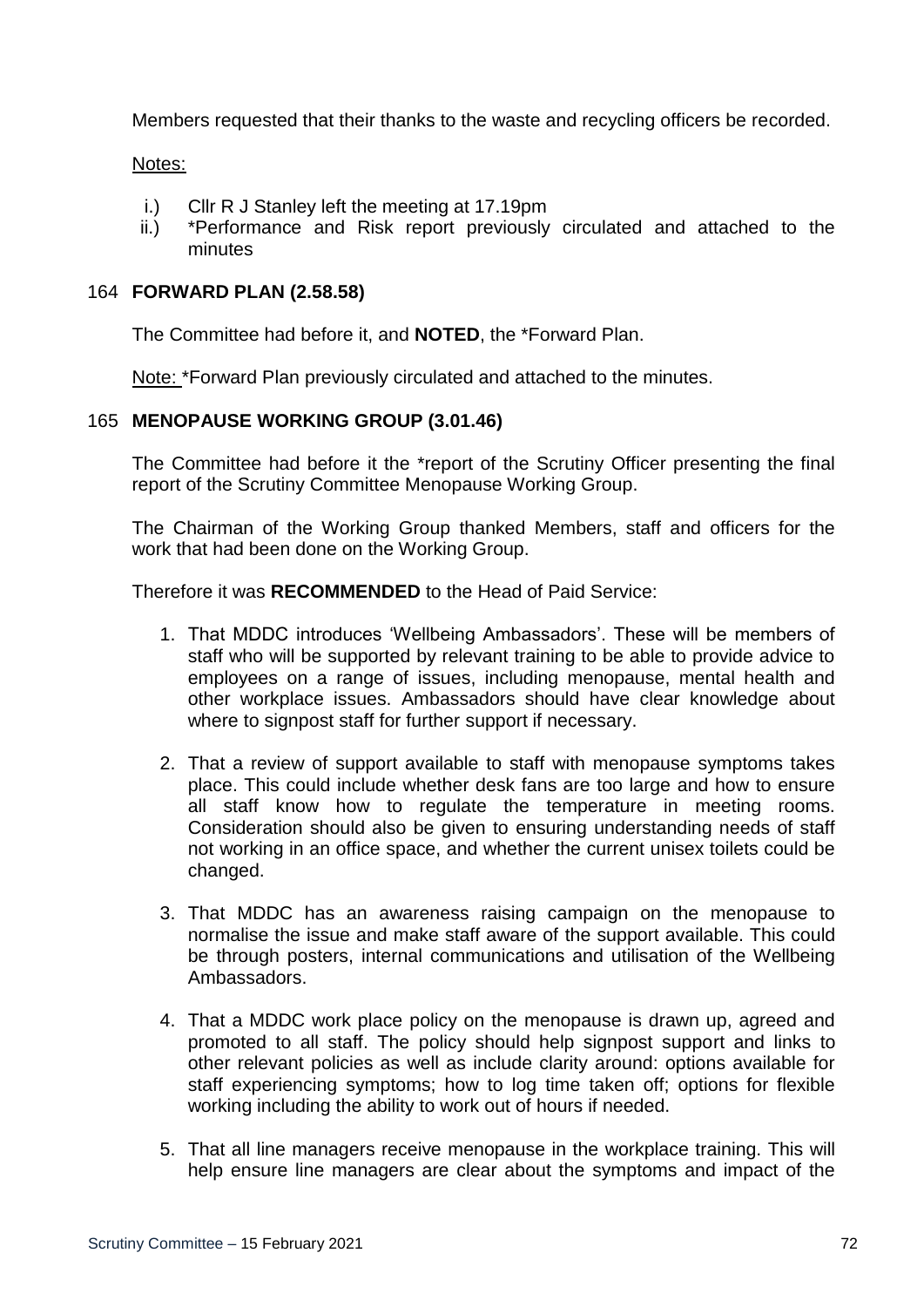Members requested that their thanks to the waste and recycling officers be recorded.

Notes:

i.) Cllr R J Stanley left the meeting at 17.19pm
ii.) *Performance and Risk report previously circulated and attached to the minutes

### 164 **FORWARD PLAN (2.58.58)**

The Committee had before it, and **NOTED**, the *Forward Plan.

Note: *Forward Plan previously circulated and attached to the minutes.

### 165 **MENOPAUSE WORKING GROUP (3.01.46)**

The Committee had before it the *report of the Scrutiny Officer presenting the final report of the Scrutiny Committee Menopause Working Group.

The Chairman of the Working Group thanked Members, staff and officers for the work that had been done on the Working Group.

Therefore it was **RECOMMENDED** to the Head of Paid Service:

1. That MDDC introduces 'Wellbeing Ambassadors'. These will be members of staff who will be supported by relevant training to be able to provide advice to employees on a range of issues, including menopause, mental health and other workplace issues. Ambassadors should have clear knowledge about where to signpost staff for further support if necessary.

2. That a review of support available to staff with menopause symptoms takes place. This could include whether desk fans are too large and how to ensure all staff know how to regulate the temperature in meeting rooms. Consideration should also be given to ensuring understanding needs of staff not working in an office space, and whether the current unisex toilets could be changed.

3. That MDDC has an awareness raising campaign on the menopause to normalise the issue and make staff aware of the support available. This could be through posters, internal communications and utilisation of the Wellbeing Ambassadors.

4. That a MDDC work place policy on the menopause is drawn up, agreed and promoted to all staff. The policy should help signpost support and links to other relevant policies as well as include clarity around: options available for staff experiencing symptoms; how to log time taken off; options for flexible working including the ability to work out of hours if needed.

5. That all line managers receive menopause in the workplace training. This will help ensure line managers are clear about the symptoms and impact of the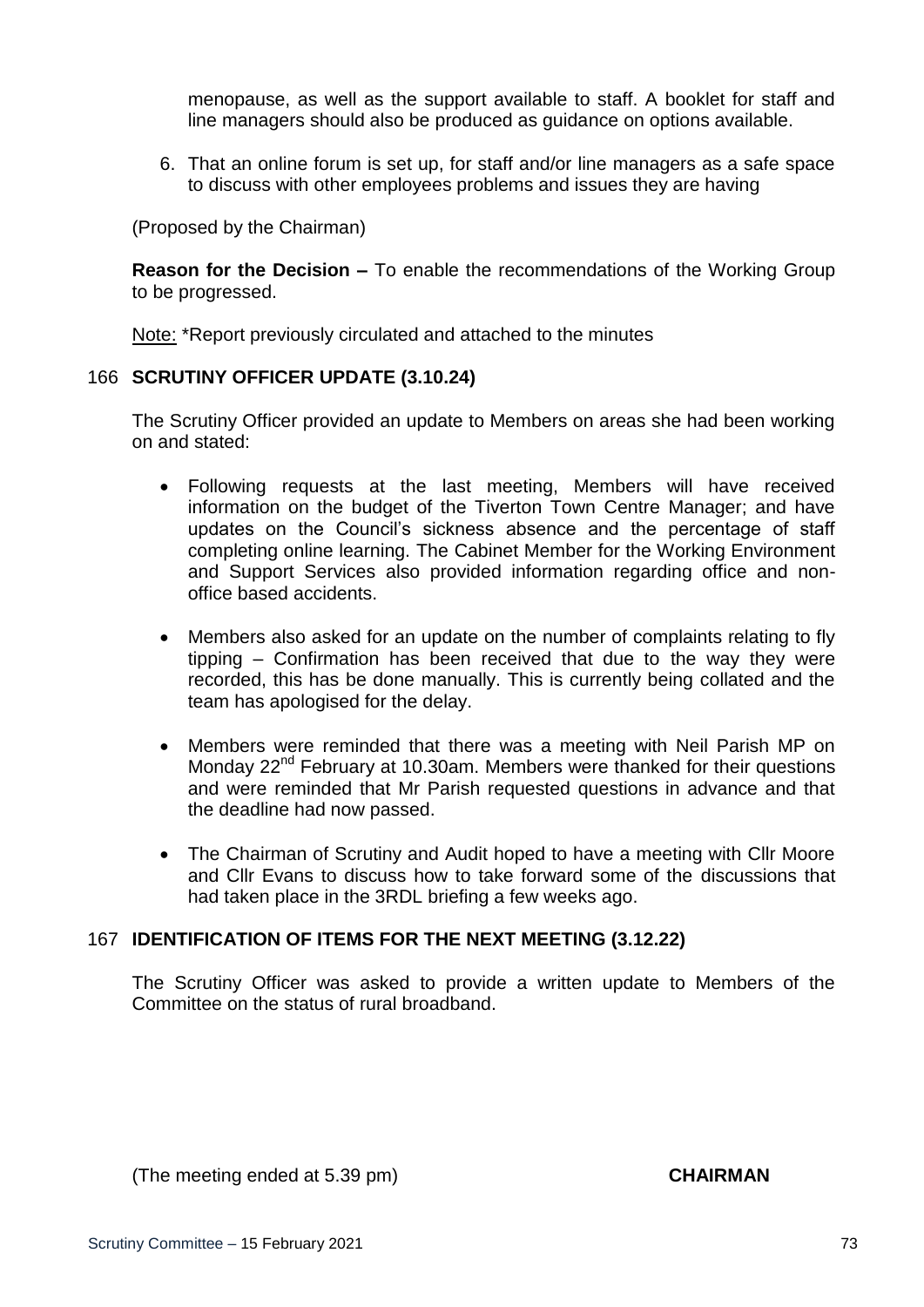menopause, as well as the support available to staff. A booklet for staff and line managers should also be produced as guidance on options available.

6. That an online forum is set up, for staff and/or line managers as a safe space to discuss with other employees problems and issues they are having

(Proposed by the Chairman)

**Reason for the Decision –** To enable the recommendations of the Working Group to be progressed.

Note: *Report previously circulated and attached to the minutes

## 166 SCRUTINY OFFICER UPDATE (3.10.24)

The Scrutiny Officer provided an update to Members on areas she had been working on and stated:

- Following requests at the last meeting, Members will have received information on the budget of the Tiverton Town Centre Manager; and have updates on the Council's sickness absence and the percentage of staff completing online learning. The Cabinet Member for the Working Environment and Support Services also provided information regarding office and non-office based accidents.
- Members also asked for an update on the number of complaints relating to fly tipping – Confirmation has been received that due to the way they were recorded, this has be done manually. This is currently being collated and the team has apologised for the delay.
- Members were reminded that there was a meeting with Neil Parish MP on Monday 22nd February at 10.30am. Members were thanked for their questions and were reminded that Mr Parish requested questions in advance and that the deadline had now passed.
- The Chairman of Scrutiny and Audit hoped to have a meeting with Cllr Moore and Cllr Evans to discuss how to take forward some of the discussions that had taken place in the 3RDL briefing a few weeks ago.

## 167 IDENTIFICATION OF ITEMS FOR THE NEXT MEETING (3.12.22)

The Scrutiny Officer was asked to provide a written update to Members of the Committee on the status of rural broadband.

(The meeting ended at 5.39 pm) **CHAIRMAN**